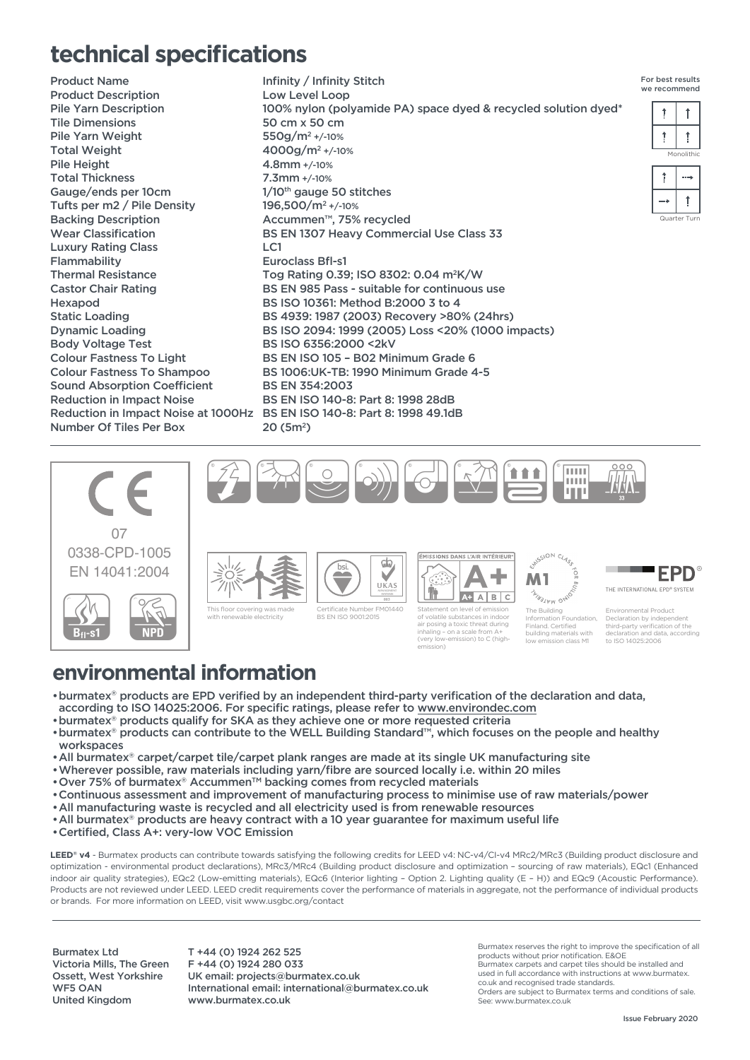# technical specifications

| Product Name | Infinity / Infinity Stitch |
|---|---|
| Product Description | Low Level Loop |
| Pile Yarn Description | 100% nylon (polyamide PA) space dyed & recycled solution dyed* |
| Tile Dimensions | 50 cm x 50 cm |
| Pile Yarn Weight | 550g/m² +/-10% |
| Total Weight | 4000g/m² +/-10% |
| Pile Height | 4.8mm +/-10% |
| Total Thickness | 7.3mm +/-10% |
| Gauge/ends per 10cm | 1/10th gauge 50 stitches |
| Tufts per m2 / Pile Density | 196,500/m² +/-10% |
| Backing Description | Accummen™, 75% recycled |
| Wear Classification | BS EN 1307 Heavy Commercial Use Class 33 |
| Luxury Rating Class | LC1 |
| Flammability | Euroclass Bfl-s1 |
| Thermal Resistance | Tog Rating 0.39; ISO 8302: 0.04 m²K/W |
| Castor Chair Rating | BS EN 985 Pass - suitable for continuous use |
| Hexapod | BS ISO 10361: Method B:2000 3 to 4 |
| Static Loading | BS 4939: 1987 (2003) Recovery >80% (24hrs) |
| Dynamic Loading | BS ISO 2094: 1999 (2005) Loss <20% (1000 impacts) |
| Body Voltage Test | BS ISO 6356:2000 <2kV |
| Colour Fastness To Light | BS EN ISO 105 – B02 Minimum Grade 6 |
| Colour Fastness To Shampoo | BS 1006:UK-TB: 1990 Minimum Grade 4-5 |
| Sound Absorption Coefficient | BS EN 354:2003 |
| Reduction in Impact Noise | BS EN ISO 140-8: Part 8: 1998 28dB |
| Reduction in Impact Noise at 1000Hz | BS EN ISO 140-8: Part 8: 1998 49.1dB |
| Number Of Tiles Per Box | 20 (5m²) |

For best results we recommend

Monolithic

Quarter Turn

CE

07

0338-CPD-1005

EN 14041:2004

Bfl-s1

NPD

33

This floor covering was made with renewable electricity

Certificate Number FM01440 BS EN ISO 9001:2015

ÉMISSIONS DANS L'AIR INTÉRIEUR

A+ A B C

Statement on level of emission of volatile substances in indoor air posing a toxic threat during inhaling – on a scale from A+ (very low-emission) to C (high-emission)

M1

The Building Information Foundation, Finland. Certified building materials with low emission class M1

EPD® THE INTERNATIONAL EPD® SYSTEM

Environmental Product Declaration by independent third-party verification of the declaration and data, according to ISO 14025:2006

# environmental information

- burmatex® products are EPD verified by an independent third-party verification of the declaration and data, according to ISO 14025:2006. For specific ratings, please refer to www.environdec.com
- burmatex® products qualify for SKA as they achieve one or more requested criteria
- burmatex® products can contribute to the WELL Building Standard™, which focuses on the people and healthy workspaces
- All burmatex® carpet/carpet tile/carpet plank ranges are made at its single UK manufacturing site
- Wherever possible, raw materials including yarn/fibre are sourced locally i.e. within 20 miles
- Over 75% of burmatex® Accummen™ backing comes from recycled materials
- Continuous assessment and improvement of manufacturing process to minimise use of raw materials/power
- All manufacturing waste is recycled and all electricity used is from renewable resources
- All burmatex® products are heavy contract with a 10 year guarantee for maximum useful life
- Certified, Class A+: very-low VOC Emission

**LEED® v4** - Burmatex products can contribute towards satisfying the following credits for LEED v4: NC-v4/CI-v4 MRc2/MRc3 (Building product disclosure and optimization - environmental product declarations), MRc3/MRc4 (Building product disclosure and optimization – sourcing of raw materials), EQc1 (Enhanced indoor air quality strategies), EQc2 (Low-emitting materials), EQc6 (Interior lighting – Option 2. Lighting quality (E – H)) and EQc9 (Acoustic Performance). Products are not reviewed under LEED. LEED credit requirements cover the performance of materials in aggregate, not the performance of individual products or brands. For more information on LEED, visit www.usgbc.org/contact

Burmatex Ltd
Victoria Mills, The Green
Ossett, West Yorkshire
WF5 OAN
United Kingdom

T +44 (0) 1924 262 525
F +44 (0) 1924 280 033
UK email: projects@burmatex.co.uk
International email: international@burmatex.co.uk
www.burmatex.co.uk

Burmatex reserves the right to improve the specification of all products without prior notification. E&OE
Burmatex carpets and carpet tiles should be installed and used in full accordance with instructions at www.burmatex.co.uk and recognised trade standards.
Orders are subject to Burmatex terms and conditions of sale. See: www.burmatex.co.uk

Issue February 2020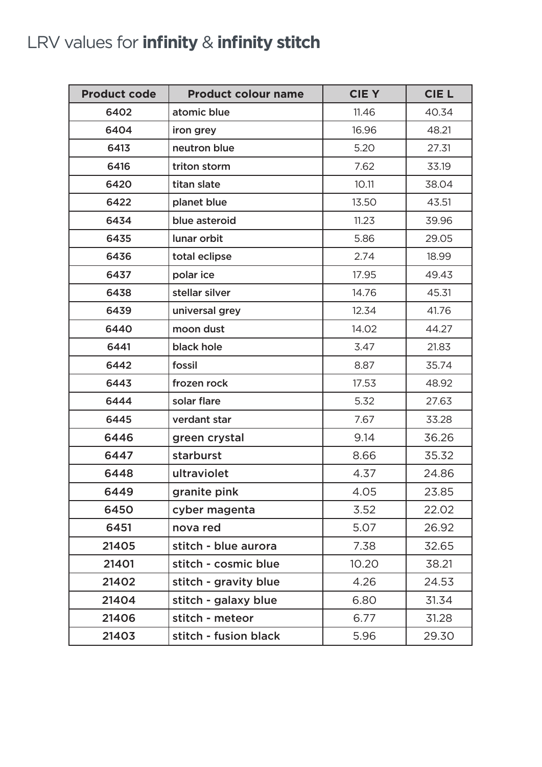# LRV values for **infinity** & **infinity stitch**

| Product code | Product colour name | CIE Y | CIE L |
|---|---|---|---|
| 6402 | atomic blue | 11.46 | 40.34 |
| 6404 | iron grey | 16.96 | 48.21 |
| 6413 | neutron blue | 5.20 | 27.31 |
| 6416 | triton storm | 7.62 | 33.19 |
| 6420 | titan slate | 10.11 | 38.04 |
| 6422 | planet blue | 13.50 | 43.51 |
| 6434 | blue asteroid | 11.23 | 39.96 |
| 6435 | lunar orbit | 5.86 | 29.05 |
| 6436 | total eclipse | 2.74 | 18.99 |
| 6437 | polar ice | 17.95 | 49.43 |
| 6438 | stellar silver | 14.76 | 45.31 |
| 6439 | universal grey | 12.34 | 41.76 |
| 6440 | moon dust | 14.02 | 44.27 |
| 6441 | black hole | 3.47 | 21.83 |
| 6442 | fossil | 8.87 | 35.74 |
| 6443 | frozen rock | 17.53 | 48.92 |
| 6444 | solar flare | 5.32 | 27.63 |
| 6445 | verdant star | 7.67 | 33.28 |
| 6446 | green crystal | 9.14 | 36.26 |
| 6447 | starburst | 8.66 | 35.32 |
| 6448 | ultraviolet | 4.37 | 24.86 |
| 6449 | granite pink | 4.05 | 23.85 |
| 6450 | cyber magenta | 3.52 | 22.02 |
| 6451 | nova red | 5.07 | 26.92 |
| 21405 | stitch - blue aurora | 7.38 | 32.65 |
| 21401 | stitch - cosmic blue | 10.20 | 38.21 |
| 21402 | stitch - gravity blue | 4.26 | 24.53 |
| 21404 | stitch - galaxy blue | 6.80 | 31.34 |
| 21406 | stitch - meteor | 6.77 | 31.28 |
| 21403 | stitch - fusion black | 5.96 | 29.30 |